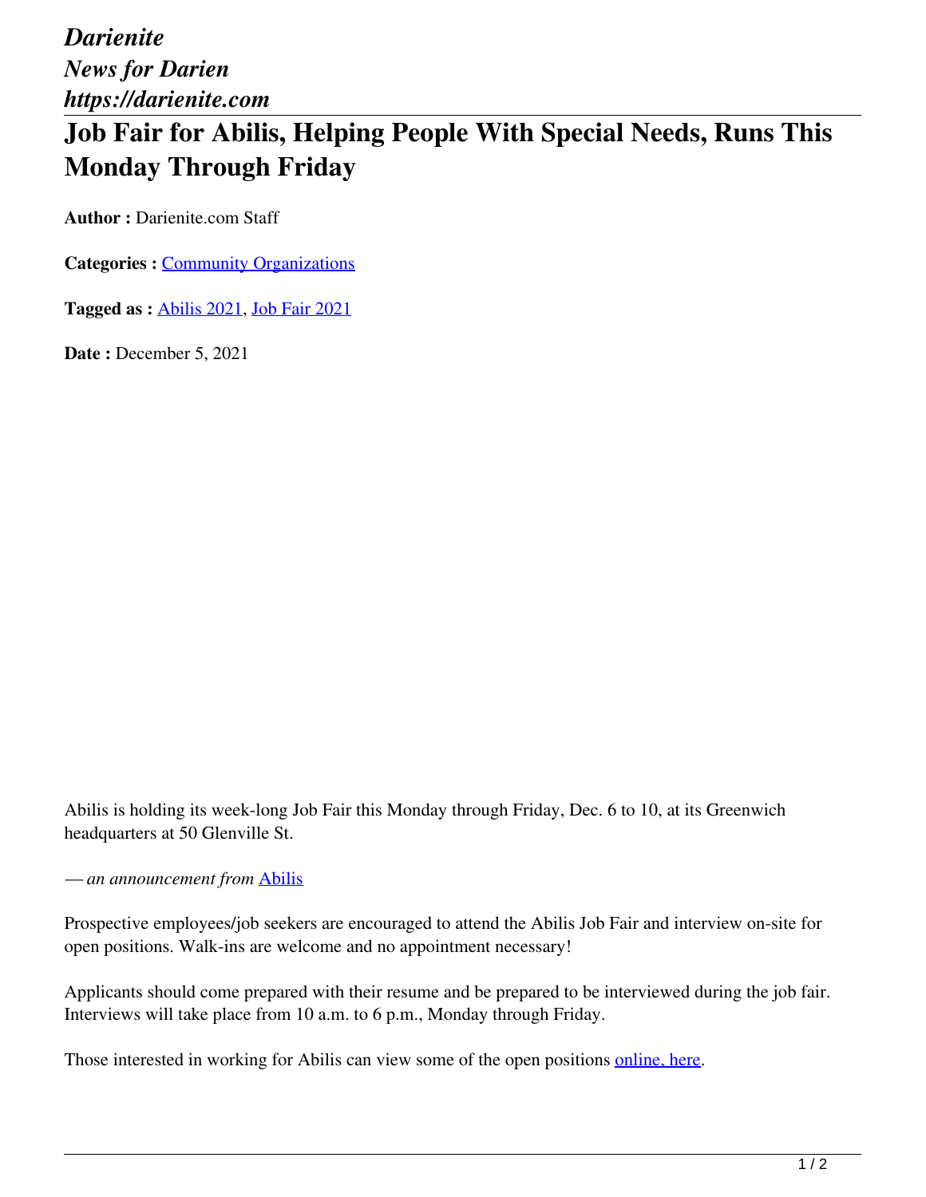*Darienite*
*News for Darien*
*https://darienite.com*

# Job Fair for Abilis, Helping People With Special Needs, Runs This Monday Through Friday

**Author :** Darienite.com Staff

**Categories :** Community Organizations

**Tagged as :** Abilis 2021, Job Fair 2021

**Date :** December 5, 2021

Abilis is holding its week-long Job Fair this Monday through Friday, Dec. 6 to 10, at its Greenwich headquarters at 50 Glenville St.

*— an announcement from* Abilis

Prospective employees/job seekers are encouraged to attend the Abilis Job Fair and interview on-site for open positions. Walk-ins are welcome and no appointment necessary!

Applicants should come prepared with their resume and be prepared to be interviewed during the job fair. Interviews will take place from 10 a.m. to 6 p.m., Monday through Friday.

Those interested in working for Abilis can view some of the open positions online, here.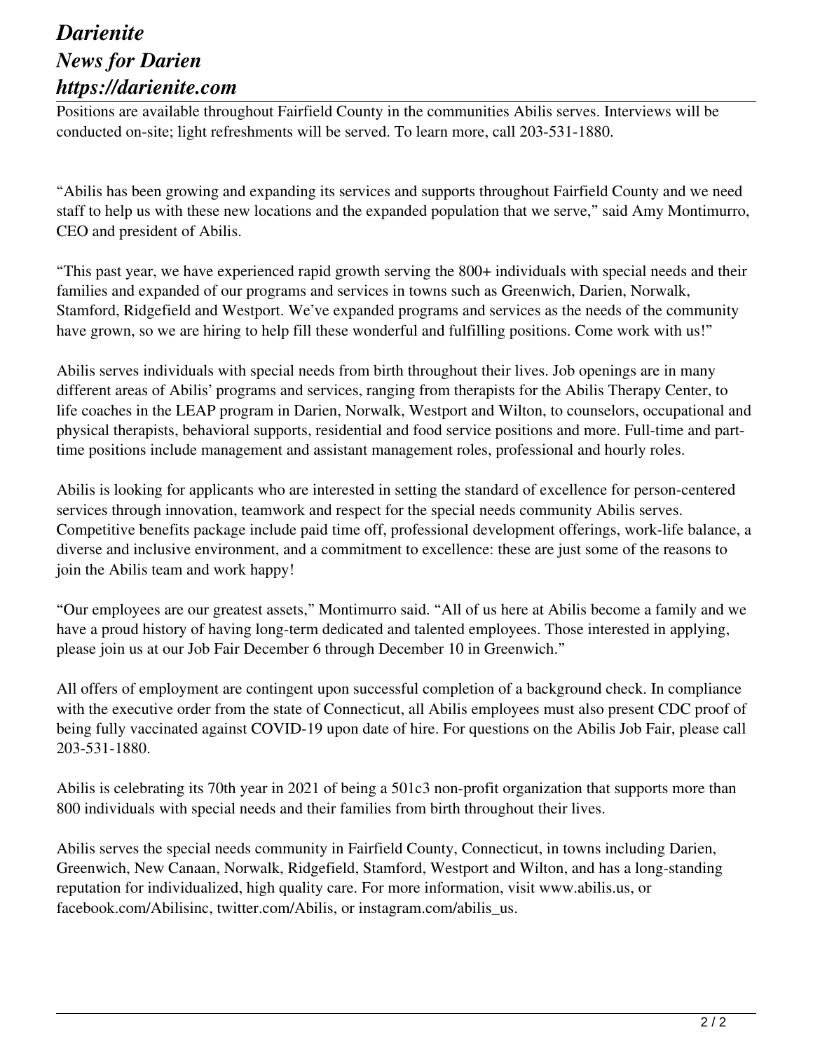Positions are available throughout Fairfield County in the communities Abilis serves. Interviews will be conducted on-site; light refreshments will be served. To learn more, call 203-531-1880.

"Abilis has been growing and expanding its services and supports throughout Fairfield County and we need staff to help us with these new locations and the expanded population that we serve," said Amy Montimurro, CEO and president of Abilis.

"This past year, we have experienced rapid growth serving the 800+ individuals with special needs and their families and expanded of our programs and services in towns such as Greenwich, Darien, Norwalk, Stamford, Ridgefield and Westport. We've expanded programs and services as the needs of the community have grown, so we are hiring to help fill these wonderful and fulfilling positions. Come work with us!"

Abilis serves individuals with special needs from birth throughout their lives. Job openings are in many different areas of Abilis' programs and services, ranging from therapists for the Abilis Therapy Center, to life coaches in the LEAP program in Darien, Norwalk, Westport and Wilton, to counselors, occupational and physical therapists, behavioral supports, residential and food service positions and more. Full-time and part-time positions include management and assistant management roles, professional and hourly roles.

Abilis is looking for applicants who are interested in setting the standard of excellence for person-centered services through innovation, teamwork and respect for the special needs community Abilis serves. Competitive benefits package include paid time off, professional development offerings, work-life balance, a diverse and inclusive environment, and a commitment to excellence: these are just some of the reasons to join the Abilis team and work happy!

"Our employees are our greatest assets," Montimurro said. "All of us here at Abilis become a family and we have a proud history of having long-term dedicated and talented employees. Those interested in applying, please join us at our Job Fair December 6 through December 10 in Greenwich."

All offers of employment are contingent upon successful completion of a background check. In compliance with the executive order from the state of Connecticut, all Abilis employees must also present CDC proof of being fully vaccinated against COVID-19 upon date of hire. For questions on the Abilis Job Fair, please call 203-531-1880.

Abilis is celebrating its 70th year in 2021 of being a 501c3 non-profit organization that supports more than 800 individuals with special needs and their families from birth throughout their lives.

Abilis serves the special needs community in Fairfield County, Connecticut, in towns including Darien, Greenwich, New Canaan, Norwalk, Ridgefield, Stamford, Westport and Wilton, and has a long-standing reputation for individualized, high quality care. For more information, visit www.abilis.us, or facebook.com/Abilisinc, twitter.com/Abilis, or instagram.com/abilis_us.